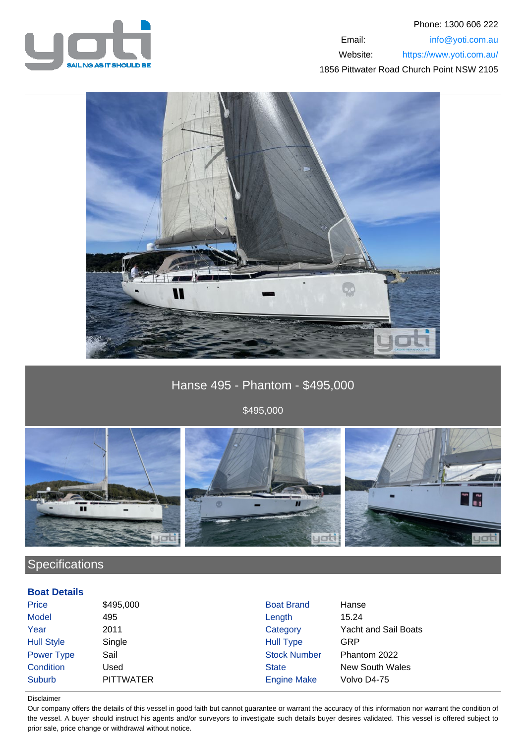Phone: 1300 606 222

Email: info@yoti.com.au

Website: https://www.yoti.com.au/

1856 Pittwater Road Church Point NSW 2105

# Hanse 495 - Phantom - $495,000

$495,000

## Specifications

### Boat Details

| | | | |
|---|---|---|---|
| Price | $495,000 | Boat Brand | Hanse |
| Model | 495 | Length | 15.24 |
| Year | 2011 | Category | Yacht and Sail Boats |
| Hull Style | Single | Hull Type | GRP |
| Power Type | Sail | Stock Number | Phantom 2022 |
| Condition | Used | State | New South Wales |
| Suburb | PITTWATER | Engine Make | Volvo D4-75 |

Disclaimer

Our company offers the details of this vessel in good faith but cannot guarantee or warrant the accuracy of this information nor warrant the condition of the vessel. A buyer should instruct his agents and/or surveyors to investigate such details buyer desires validated. This vessel is offered subject to prior sale, price change or withdrawal without notice.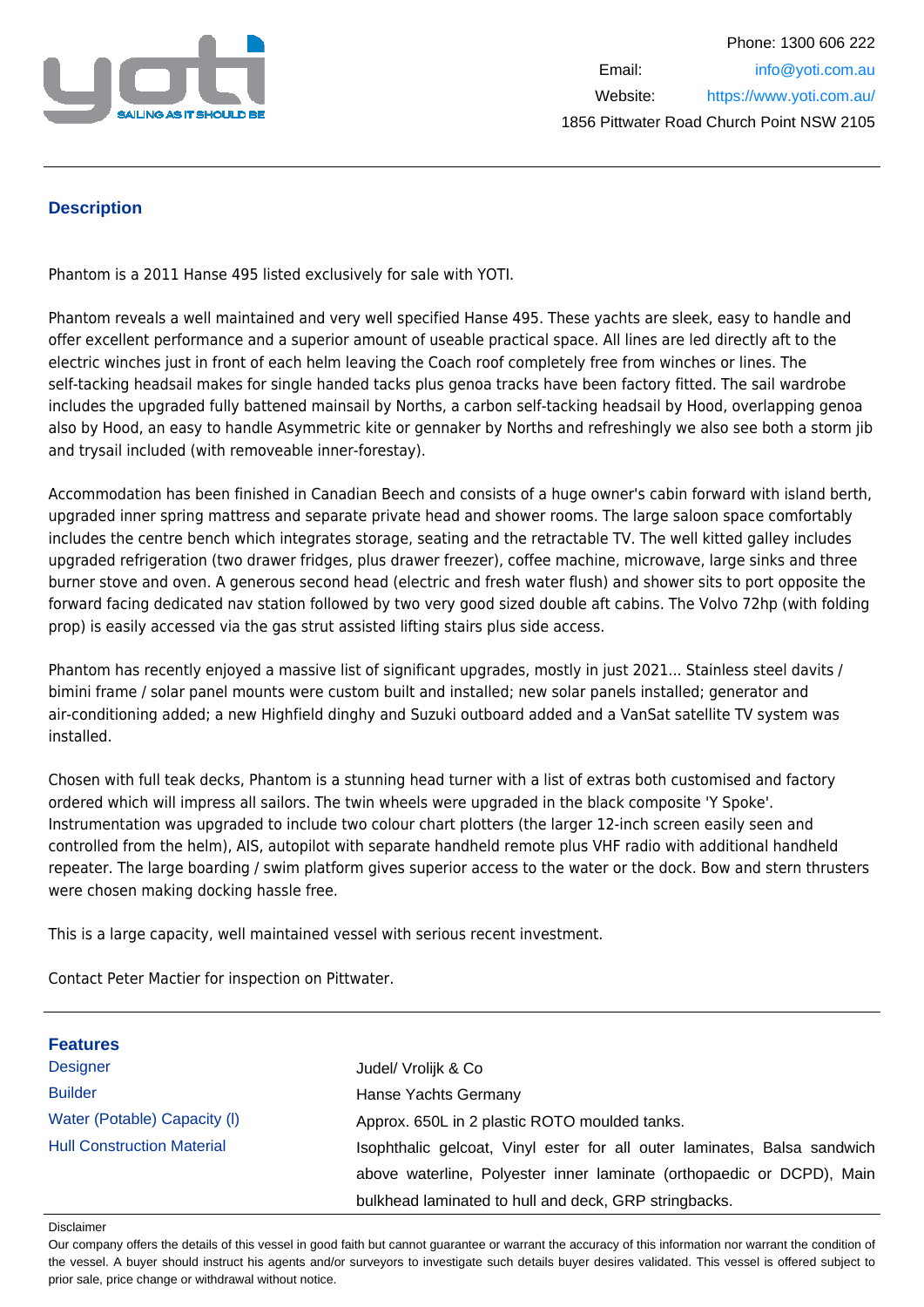## Description

Phantom is a 2011 Hanse 495 listed exclusively for sale with YOTI.

Phantom reveals a well maintained and very well specified Hanse 495. These yachts are sleek, easy to handle and offer excellent performance and a superior amount of useable practical space. All lines are led directly aft to the electric winches just in front of each helm leaving the Coach roof completely free from winches or lines. The self-tacking headsail makes for single handed tacks plus genoa tracks have been factory fitted. The sail wardrobe includes the upgraded fully battened mainsail by Norths, a carbon self-tacking headsail by Hood, overlapping genoa also by Hood, an easy to handle Asymmetric kite or gennaker by Norths and refreshingly we also see both a storm jib and trysail included (with removeable inner-forestay).

Accommodation has been finished in Canadian Beech and consists of a huge owner's cabin forward with island berth, upgraded inner spring mattress and separate private head and shower rooms. The large saloon space comfortably includes the centre bench which integrates storage, seating and the retractable TV. The well kitted galley includes upgraded refrigeration (two drawer fridges, plus drawer freezer), coffee machine, microwave, large sinks and three burner stove and oven. A generous second head (electric and fresh water flush) and shower sits to port opposite the forward facing dedicated nav station followed by two very good sized double aft cabins. The Volvo 72hp (with folding prop) is easily accessed via the gas strut assisted lifting stairs plus side access.

Phantom has recently enjoyed a massive list of significant upgrades, mostly in just 2021... Stainless steel davits / bimini frame / solar panel mounts were custom built and installed; new solar panels installed; generator and air-conditioning added; a new Highfield dinghy and Suzuki outboard added and a VanSat satellite TV system was installed.

Chosen with full teak decks, Phantom is a stunning head turner with a list of extras both customised and factory ordered which will impress all sailors. The twin wheels were upgraded in the black composite 'Y Spoke'. Instrumentation was upgraded to include two colour chart plotters (the larger 12-inch screen easily seen and controlled from the helm), AIS, autopilot with separate handheld remote plus VHF radio with additional handheld repeater. The large boarding / swim platform gives superior access to the water or the dock. Bow and stern thrusters were chosen making docking hassle free.

This is a large capacity, well maintained vessel with serious recent investment.

Contact Peter Mactier for inspection on Pittwater.

## Features

| | |
|---|---|
| Designer | Judel/ Vrolijk & Co |
| Builder | Hanse Yachts Germany |
| Water (Potable) Capacity (l) | Approx. 650L in 2 plastic ROTO moulded tanks. |
| Hull Construction Material | Isophthalic gelcoat, Vinyl ester for all outer laminates, Balsa sandwich above waterline, Polyester inner laminate (orthopaedic or DCPD), Main bulkhead laminated to hull and deck, GRP stringbacks. |

Disclaimer

Our company offers the details of this vessel in good faith but cannot guarantee or warrant the accuracy of this information nor warrant the condition of the vessel. A buyer should instruct his agents and/or surveyors to investigate such details buyer desires validated. This vessel is offered subject to prior sale, price change or withdrawal without notice.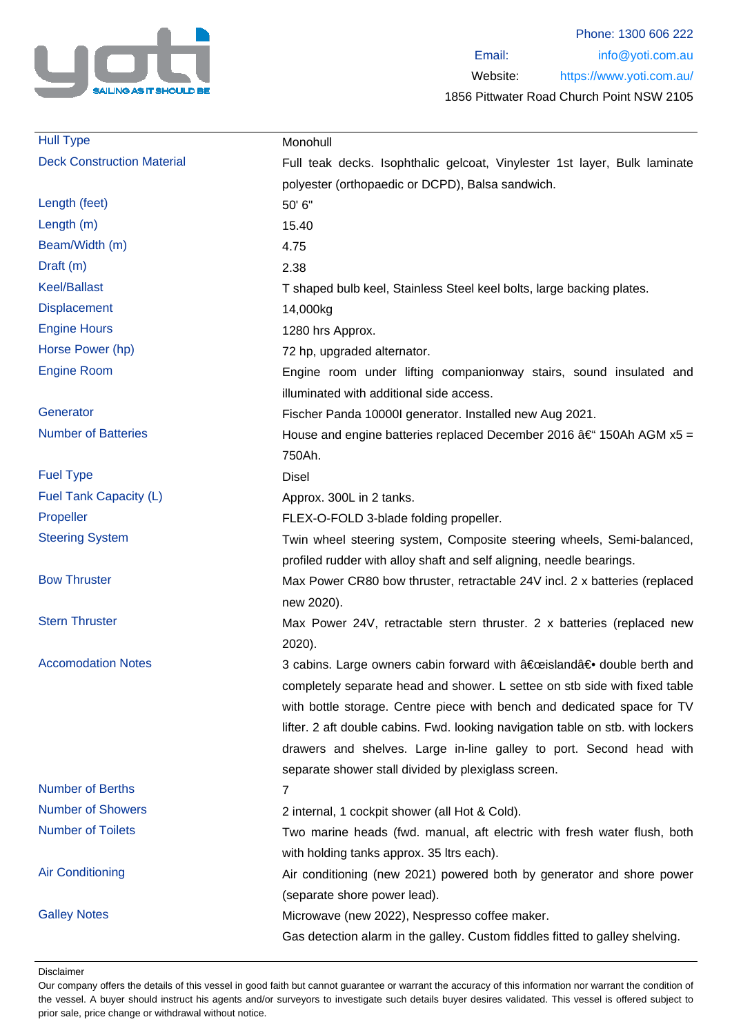Phone: 1300 606 222
Email: info@yoti.com.au
Website: https://www.yoti.com.au/
1856 Pittwater Road Church Point NSW 2105

| | |
|---|---|
| Hull Type | Monohull |
| Deck Construction Material | Full teak decks. Isophthalic gelcoat, Vinylester 1st layer, Bulk laminate polyester (orthopaedic or DCPD), Balsa sandwich. |
| Length (feet) | 50' 6" |
| Length (m) | 15.40 |
| Beam/Width (m) | 4.75 |
| Draft (m) | 2.38 |
| Keel/Ballast | T shaped bulb keel, Stainless Steel keel bolts, large backing plates. |
| Displacement | 14,000kg |
| Engine Hours | 1280 hrs Approx. |
| Horse Power (hp) | 72 hp, upgraded alternator. |
| Engine Room | Engine room under lifting companionway stairs, sound insulated and illuminated with additional side access. |
| Generator | Fischer Panda 10000I generator. Installed new Aug 2021. |
| Number of Batteries | House and engine batteries replaced December 2016 â€“ 150Ah AGM x5 = 750Ah. |
| Fuel Type | Disel |
| Fuel Tank Capacity (L) | Approx. 300L in 2 tanks. |
| Propeller | FLEX-O-FOLD 3-blade folding propeller. |
| Steering System | Twin wheel steering system, Composite steering wheels, Semi-balanced, profiled rudder with alloy shaft and self aligning, needle bearings. |
| Bow Thruster | Max Power CR80 bow thruster, retractable 24V incl. 2 x batteries (replaced new 2020). |
| Stern Thruster | Max Power 24V, retractable stern thruster. 2 x batteries (replaced new 2020). |
| Accomodation Notes | 3 cabins. Large owners cabin forward with â€œislandâ€• double berth and completely separate head and shower. L settee on stb side with fixed table with bottle storage. Centre piece with bench and dedicated space for TV lifter. 2 aft double cabins. Fwd. looking navigation table on stb. with lockers drawers and shelves. Large in-line galley to port. Second head with separate shower stall divided by plexiglass screen. |
| Number of Berths | 7 |
| Number of Showers | 2 internal, 1 cockpit shower (all Hot & Cold). |
| Number of Toilets | Two marine heads (fwd. manual, aft electric with fresh water flush, both with holding tanks approx. 35 ltrs each). |
| Air Conditioning | Air conditioning (new 2021) powered both by generator and shore power (separate shore power lead). |
| Galley Notes | Microwave (new 2022), Nespresso coffee maker.<br>Gas detection alarm in the galley. Custom fiddles fitted to galley shelving. |

Disclaimer

Our company offers the details of this vessel in good faith but cannot guarantee or warrant the accuracy of this information nor warrant the condition of the vessel. A buyer should instruct his agents and/or surveyors to investigate such details buyer desires validated. This vessel is offered subject to prior sale, price change or withdrawal without notice.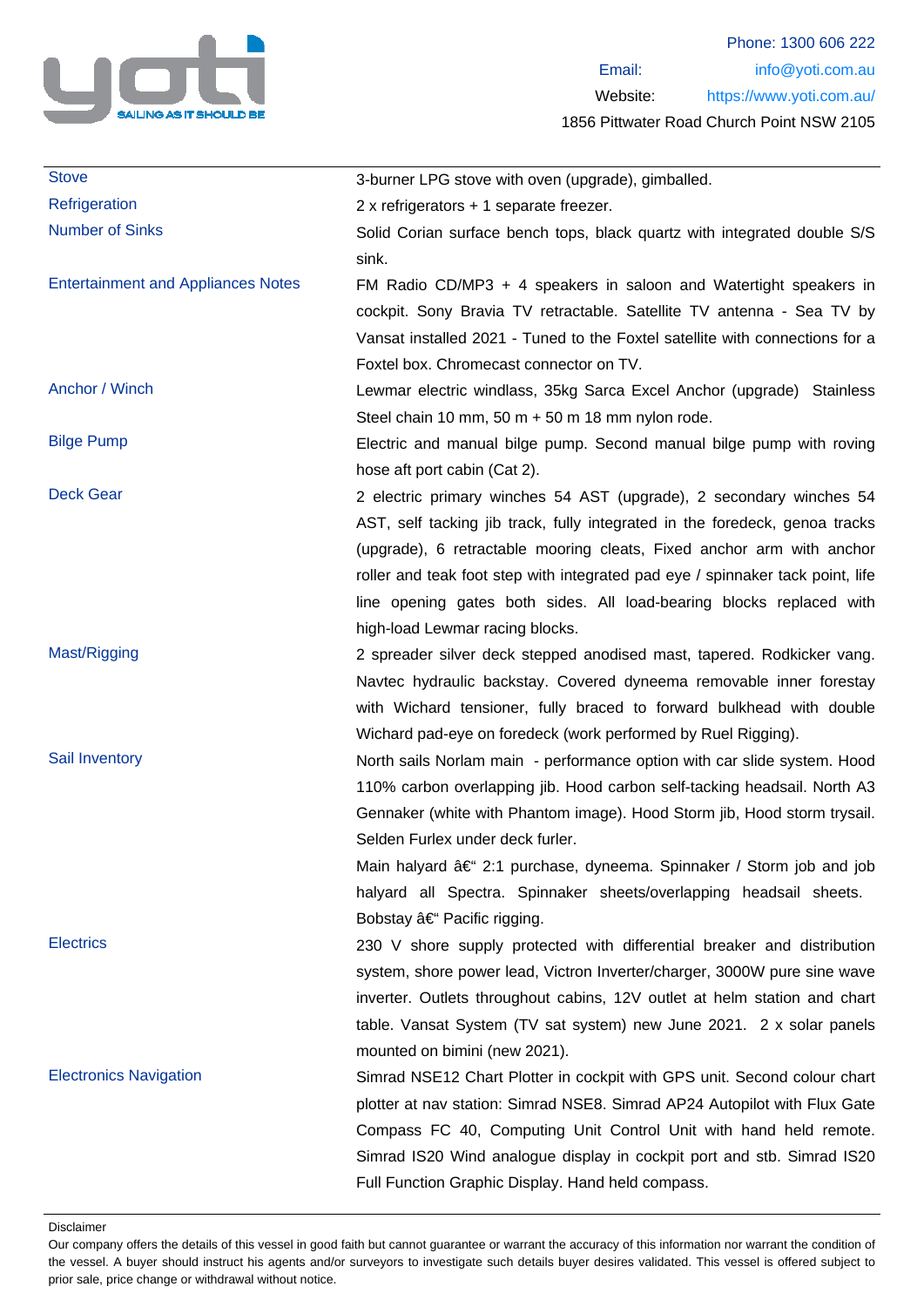| | |
|---|---|
| Stove | 3-burner LPG stove with oven (upgrade), gimballed. |
| Refrigeration | 2 x refrigerators + 1 separate freezer. |
| Number of Sinks | Solid Corian surface bench tops, black quartz with integrated double S/S sink. |
| Entertainment and Appliances Notes | FM Radio CD/MP3 + 4 speakers in saloon and Watertight speakers in cockpit. Sony Bravia TV retractable. Satellite TV antenna - Sea TV by Vansat installed 2021 - Tuned to the Foxtel satellite with connections for a Foxtel box. Chromecast connector on TV. |
| Anchor / Winch | Lewmar electric windlass, 35kg Sarca Excel Anchor (upgrade) Stainless Steel chain 10 mm, 50 m + 50 m 18 mm nylon rode. |
| Bilge Pump | Electric and manual bilge pump. Second manual bilge pump with roving hose aft port cabin (Cat 2). |
| Deck Gear | 2 electric primary winches 54 AST (upgrade), 2 secondary winches 54 AST, self tacking jib track, fully integrated in the foredeck, genoa tracks (upgrade), 6 retractable mooring cleats, Fixed anchor arm with anchor roller and teak foot step with integrated pad eye / spinnaker tack point, life line opening gates both sides. All load-bearing blocks replaced with high-load Lewmar racing blocks. |
| Mast/Rigging | 2 spreader silver deck stepped anodised mast, tapered. Rodkicker vang. Navtec hydraulic backstay. Covered dyneema removable inner forestay with Wichard tensioner, fully braced to forward bulkhead with double Wichard pad-eye on foredeck (work performed by Ruel Rigging). |
| Sail Inventory | North sails Norlam main - performance option with car slide system. Hood 110% carbon overlapping jib. Hood carbon self-tacking headsail. North A3 Gennaker (white with Phantom image). Hood Storm jib, Hood storm trysail. Selden Furlex under deck furler.<br>Main halyard â€“ 2:1 purchase, dyneema. Spinnaker / Storm job and job halyard all Spectra. Spinnaker sheets/overlapping headsail sheets. Bobstay â€“ Pacific rigging. |
| Electrics | 230 V shore supply protected with differential breaker and distribution system, shore power lead, Victron Inverter/charger, 3000W pure sine wave inverter. Outlets throughout cabins, 12V outlet at helm station and chart table. Vansat System (TV sat system) new June 2021. 2 x solar panels mounted on bimini (new 2021). |
| Electronics Navigation | Simrad NSE12 Chart Plotter in cockpit with GPS unit. Second colour chart plotter at nav station: Simrad NSE8. Simrad AP24 Autopilot with Flux Gate Compass FC 40, Computing Unit Control Unit with hand held remote. Simrad IS20 Wind analogue display in cockpit port and stb. Simrad IS20 Full Function Graphic Display. Hand held compass. |

Disclaimer

Our company offers the details of this vessel in good faith but cannot guarantee or warrant the accuracy of this information nor warrant the condition of the vessel. A buyer should instruct his agents and/or surveyors to investigate such details buyer desires validated. This vessel is offered subject to prior sale, price change or withdrawal without notice.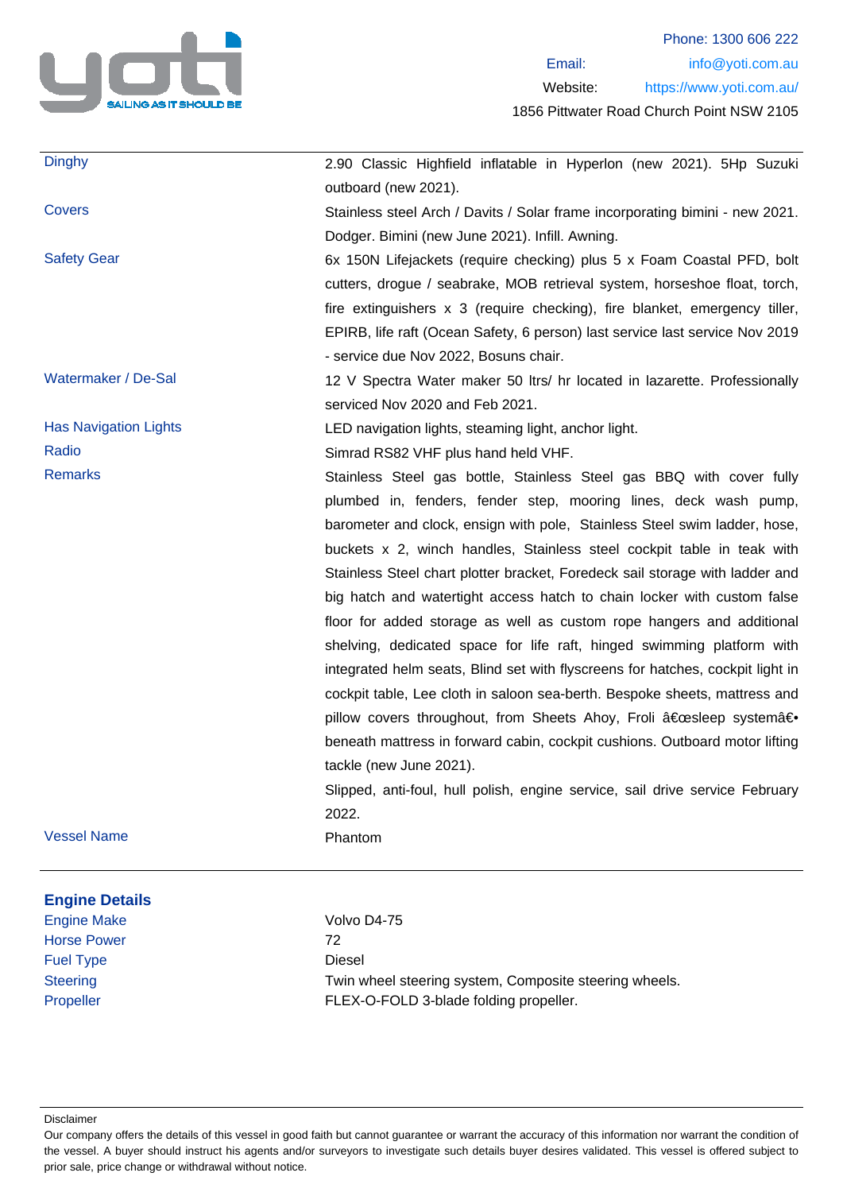| | |
|---|---|
| Dinghy | 2.90 Classic Highfield inflatable in Hyperlon (new 2021). 5Hp Suzuki outboard (new 2021). |
| Covers | Stainless steel Arch / Davits / Solar frame incorporating bimini - new 2021. Dodger. Bimini (new June 2021). Infill. Awning. |
| Safety Gear | 6x 150N Lifejackets (require checking) plus 5 x Foam Coastal PFD, bolt cutters, drogue / seabrake, MOB retrieval system, horseshoe float, torch, fire extinguishers x 3 (require checking), fire blanket, emergency tiller, EPIRB, life raft (Ocean Safety, 6 person) last service last service Nov 2019 - service due Nov 2022, Bosuns chair. |
| Watermaker / De-Sal | 12 V Spectra Water maker 50 ltrs/ hr located in lazarette. Professionally serviced Nov 2020 and Feb 2021. |
| Has Navigation Lights | LED navigation lights, steaming light, anchor light. |
| Radio | Simrad RS82 VHF plus hand held VHF. |
| Remarks | Stainless Steel gas bottle, Stainless Steel gas BBQ with cover fully plumbed in, fenders, fender step, mooring lines, deck wash pump, barometer and clock, ensign with pole, Stainless Steel swim ladder, hose, buckets x 2, winch handles, Stainless steel cockpit table in teak with Stainless Steel chart plotter bracket, Foredeck sail storage with ladder and big hatch and watertight access hatch to chain locker with custom false floor for added storage as well as custom rope hangers and additional shelving, dedicated space for life raft, hinged swimming platform with integrated helm seats, Blind set with flyscreens for hatches, cockpit light in cockpit table, Lee cloth in saloon sea-berth. Bespoke sheets, mattress and pillow covers throughout, from Sheets Ahoy, Froli â€œsleep systemâ€• beneath mattress in forward cabin, cockpit cushions. Outboard motor lifting tackle (new June 2021).<br>Slipped, anti-foul, hull polish, engine service, sail drive service February 2022. |
| Vessel Name | Phantom |

## Engine Details

| | |
|---|---|
| Engine Make | Volvo D4-75 |
| Horse Power | 72 |
| Fuel Type | Diesel |
| Steering | Twin wheel steering system, Composite steering wheels. |
| Propeller | FLEX-O-FOLD 3-blade folding propeller. |

Disclaimer

Our company offers the details of this vessel in good faith but cannot guarantee or warrant the accuracy of this information nor warrant the condition of the vessel. A buyer should instruct his agents and/or surveyors to investigate such details buyer desires validated. This vessel is offered subject to prior sale, price change or withdrawal without notice.